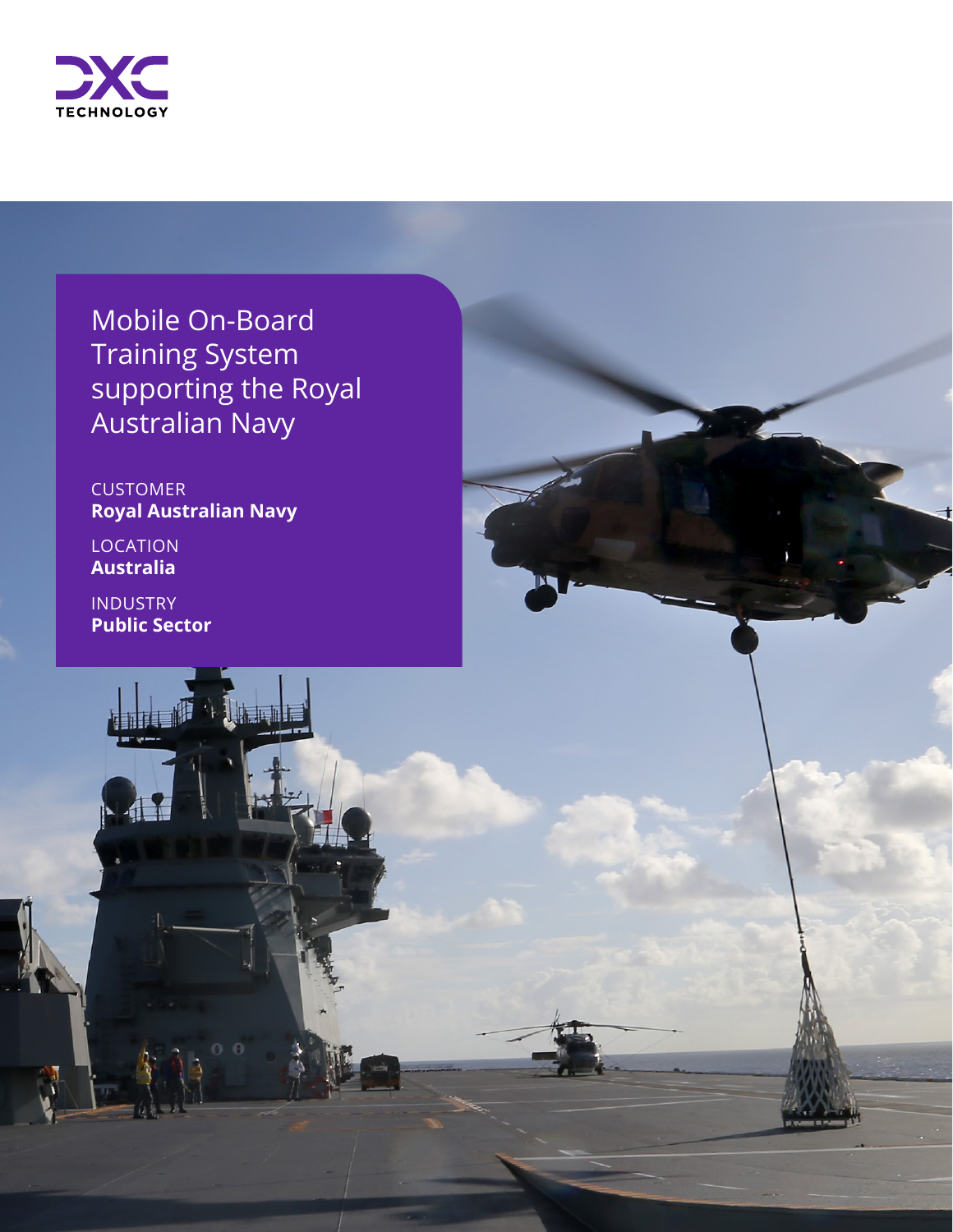# Mobile On-Board Training System supporting the Royal Australian Navy

CUSTOMER
**Royal Australian Navy**

LOCATION
**Australia**

INDUSTRY
**Public Sector**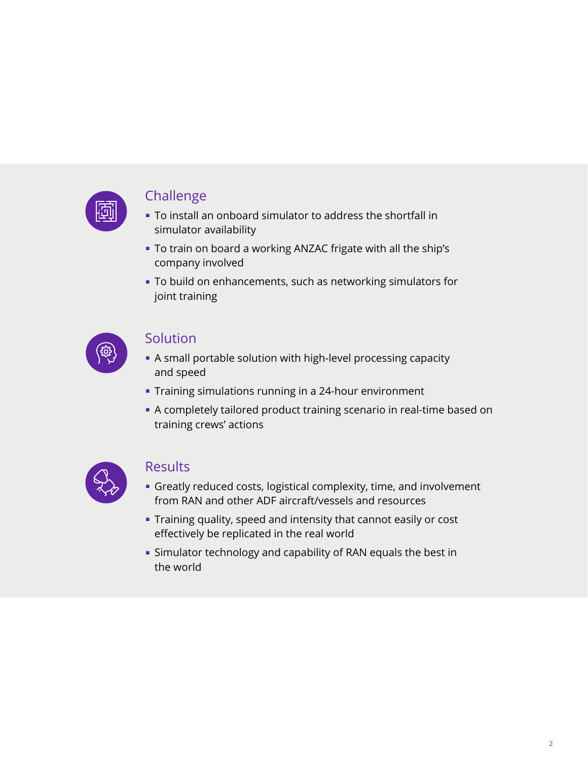## Challenge

- To install an onboard simulator to address the shortfall in simulator availability
- To train on board a working ANZAC frigate with all the ship's company involved
- To build on enhancements, such as networking simulators for joint training

## Solution

- A small portable solution with high-level processing capacity and speed
- Training simulations running in a 24-hour environment
- A completely tailored product training scenario in real-time based on training crews' actions

## Results

- Greatly reduced costs, logistical complexity, time, and involvement from RAN and other ADF aircraft/vessels and resources
- Training quality, speed and intensity that cannot easily or cost effectively be replicated in the real world
- Simulator technology and capability of RAN equals the best in the world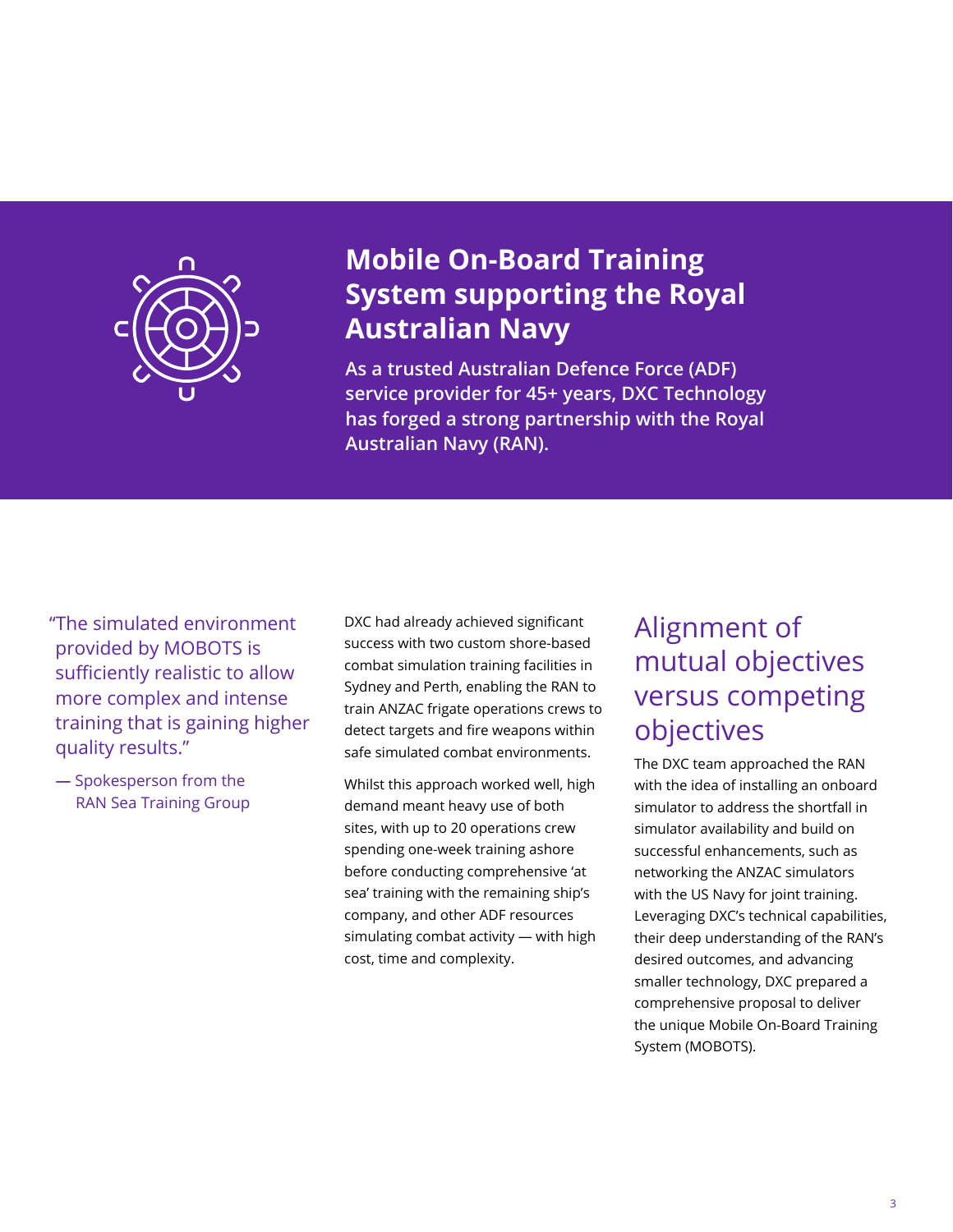# Mobile On-Board Training System supporting the Royal Australian Navy

**As a trusted Australian Defence Force (ADF) service provider for 45+ years, DXC Technology has forged a strong partnership with the Royal Australian Navy (RAN).**

> "The simulated environment provided by MOBOTS is sufficiently realistic to allow more complex and intense training that is gaining higher quality results."
>
> — Spokesperson from the RAN Sea Training Group

DXC had already achieved significant success with two custom shore-based combat simulation training facilities in Sydney and Perth, enabling the RAN to train ANZAC frigate operations crews to detect targets and fire weapons within safe simulated combat environments.

Whilst this approach worked well, high demand meant heavy use of both sites, with up to 20 operations crew spending one-week training ashore before conducting comprehensive 'at sea' training with the remaining ship's company, and other ADF resources simulating combat activity — with high cost, time and complexity.

## Alignment of mutual objectives versus competing objectives

The DXC team approached the RAN with the idea of installing an onboard simulator to address the shortfall in simulator availability and build on successful enhancements, such as networking the ANZAC simulators with the US Navy for joint training. Leveraging DXC's technical capabilities, their deep understanding of the RAN's desired outcomes, and advancing smaller technology, DXC prepared a comprehensive proposal to deliver the unique Mobile On-Board Training System (MOBOTS).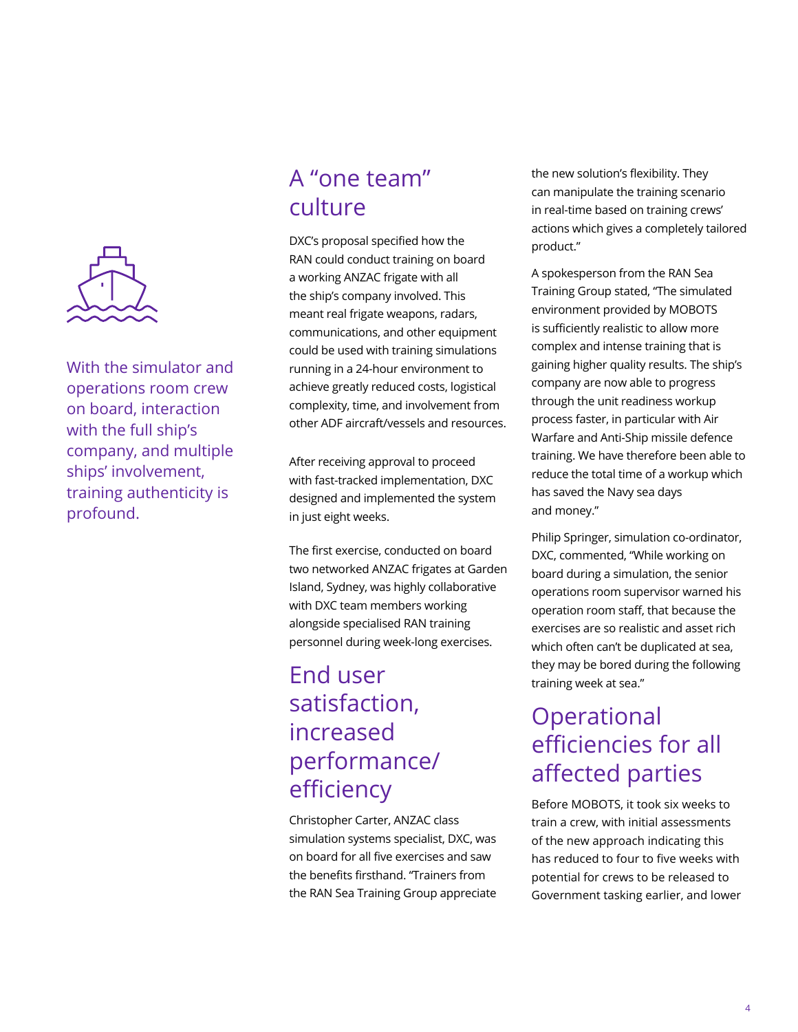With the simulator and operations room crew on board, interaction with the full ship's company, and multiple ships' involvement, training authenticity is profound.

## A "one team" culture

DXC's proposal specified how the RAN could conduct training on board a working ANZAC frigate with all the ship's company involved. This meant real frigate weapons, radars, communications, and other equipment could be used with training simulations running in a 24-hour environment to achieve greatly reduced costs, logistical complexity, time, and involvement from other ADF aircraft/vessels and resources.

After receiving approval to proceed with fast-tracked implementation, DXC designed and implemented the system in just eight weeks.

The first exercise, conducted on board two networked ANZAC frigates at Garden Island, Sydney, was highly collaborative with DXC team members working alongside specialised RAN training personnel during week-long exercises.

## End user satisfaction, increased performance/ efficiency

Christopher Carter, ANZAC class simulation systems specialist, DXC, was on board for all five exercises and saw the benefits firsthand. "Trainers from the RAN Sea Training Group appreciate the new solution's flexibility. They can manipulate the training scenario in real-time based on training crews' actions which gives a completely tailored product."

A spokesperson from the RAN Sea Training Group stated, "The simulated environment provided by MOBOTS is sufficiently realistic to allow more complex and intense training that is gaining higher quality results. The ship's company are now able to progress through the unit readiness workup process faster, in particular with Air Warfare and Anti-Ship missile defence training. We have therefore been able to reduce the total time of a workup which has saved the Navy sea days and money."

Philip Springer, simulation co-ordinator, DXC, commented, "While working on board during a simulation, the senior operations room supervisor warned his operation room staff, that because the exercises are so realistic and asset rich which often can't be duplicated at sea, they may be bored during the following training week at sea."

## Operational efficiencies for all affected parties

Before MOBOTS, it took six weeks to train a crew, with initial assessments of the new approach indicating this has reduced to four to five weeks with potential for crews to be released to Government tasking earlier, and lower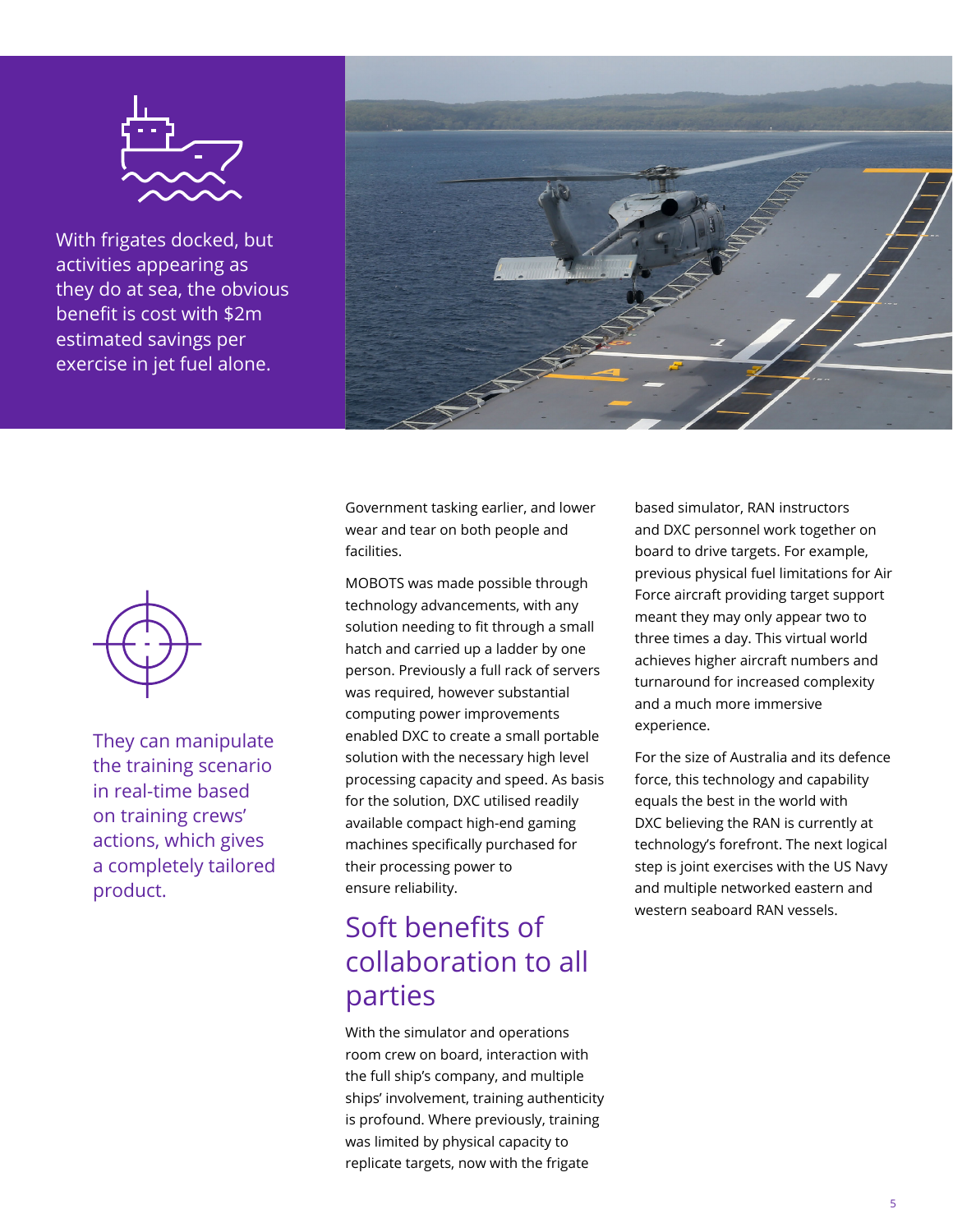With frigates docked, but activities appearing as they do at sea, the obvious benefit is cost with $2m estimated savings per exercise in jet fuel alone.

They can manipulate the training scenario in real-time based on training crews' actions, which gives a completely tailored product.

Government tasking earlier, and lower wear and tear on both people and facilities.

MOBOTS was made possible through technology advancements, with any solution needing to fit through a small hatch and carried up a ladder by one person. Previously a full rack of servers was required, however substantial computing power improvements enabled DXC to create a small portable solution with the necessary high level processing capacity and speed. As basis for the solution, DXC utilised readily available compact high-end gaming machines specifically purchased for their processing power to ensure reliability.

## Soft benefits of collaboration to all parties

With the simulator and operations room crew on board, interaction with the full ship's company, and multiple ships' involvement, training authenticity is profound. Where previously, training was limited by physical capacity to replicate targets, now with the frigate based simulator, RAN instructors and DXC personnel work together on board to drive targets. For example, previous physical fuel limitations for Air Force aircraft providing target support meant they may only appear two to three times a day. This virtual world achieves higher aircraft numbers and turnaround for increased complexity and a much more immersive experience.

For the size of Australia and its defence force, this technology and capability equals the best in the world with DXC believing the RAN is currently at technology's forefront. The next logical step is joint exercises with the US Navy and multiple networked eastern and western seaboard RAN vessels.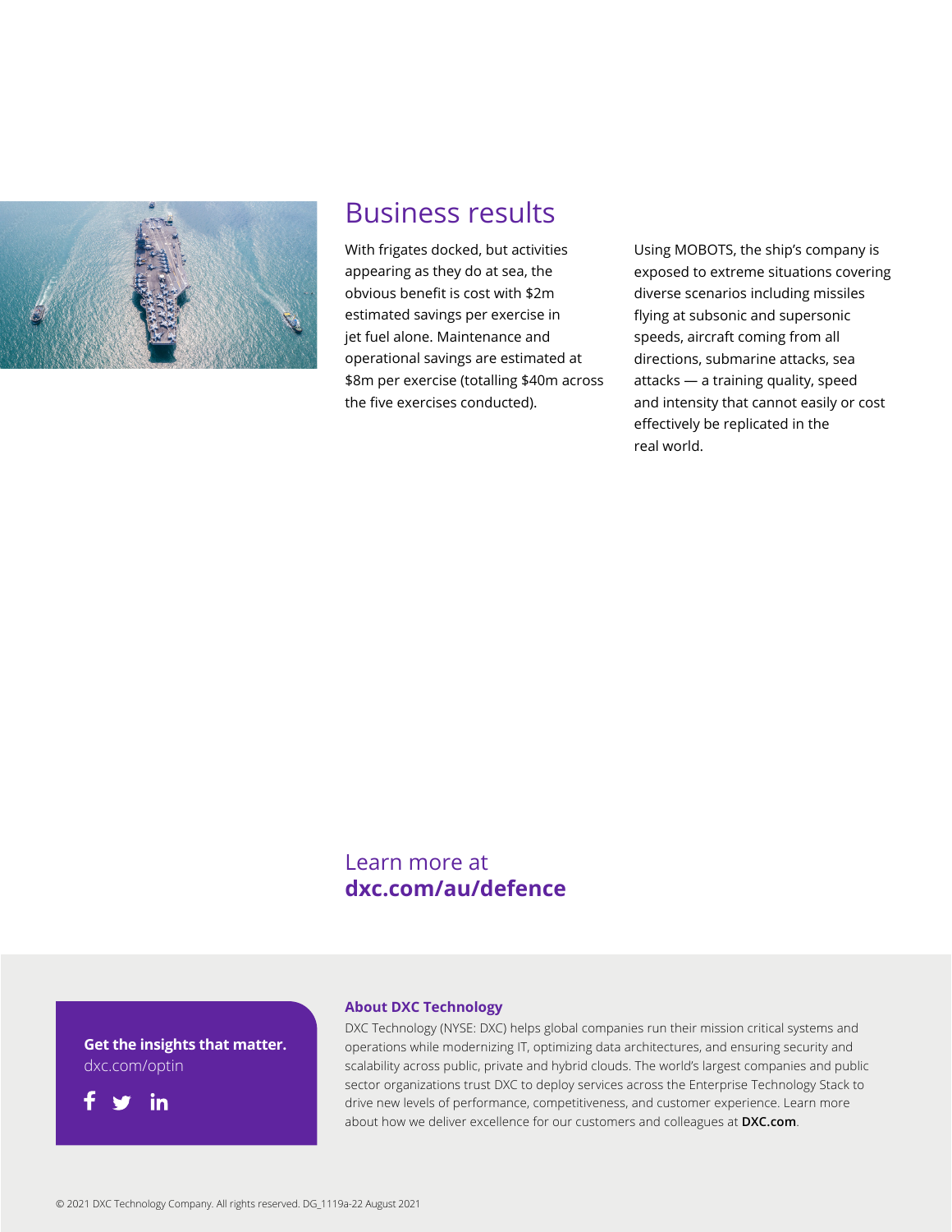## Business results

With frigates docked, but activities appearing as they do at sea, the obvious benefit is cost with $2m estimated savings per exercise in jet fuel alone. Maintenance and operational savings are estimated at $8m per exercise (totalling $40m across the five exercises conducted).

Using MOBOTS, the ship's company is exposed to extreme situations covering diverse scenarios including missiles flying at subsonic and supersonic speeds, aircraft coming from all directions, submarine attacks, sea attacks — a training quality, speed and intensity that cannot easily or cost effectively be replicated in the real world.

Learn more at
**dxc.com/au/defence**

**Get the insights that matter.**
dxc.com/optin

**About DXC Technology**

DXC Technology (NYSE: DXC) helps global companies run their mission critical systems and operations while modernizing IT, optimizing data architectures, and ensuring security and scalability across public, private and hybrid clouds. The world's largest companies and public sector organizations trust DXC to deploy services across the Enterprise Technology Stack to drive new levels of performance, competitiveness, and customer experience. Learn more about how we deliver excellence for our customers and colleagues at **DXC.com**.

© 2021 DXC Technology Company. All rights reserved. DG_1119a-22 August 2021